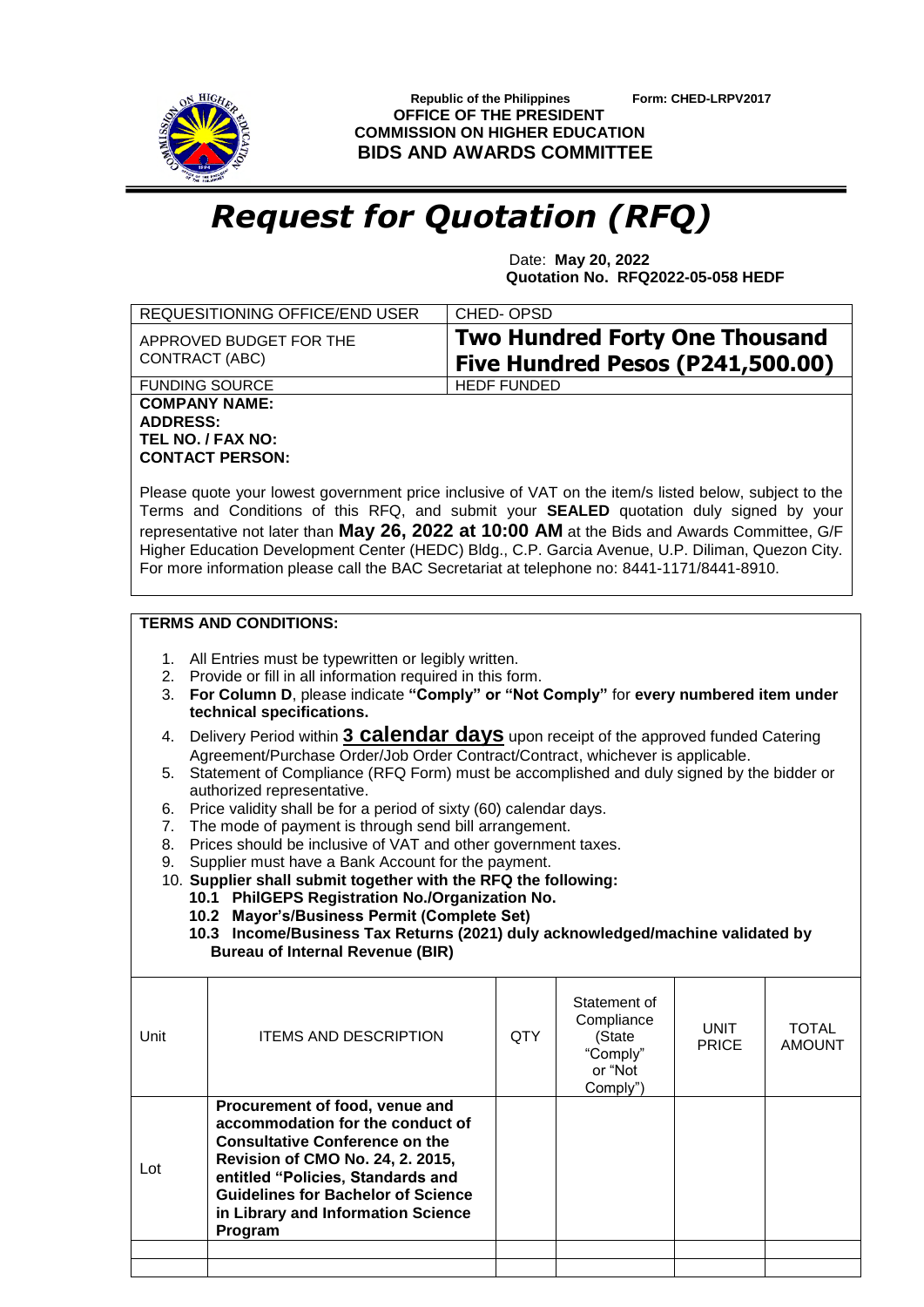Republic of the Philippines
**OFFICE OF THE PRESIDENT**
**COMMISSION ON HIGHER EDUCATION**
**BIDS AND AWARDS COMMITTEE**

Form: CHED-LRPV2017

# *Request for Quotation (RFQ)*

Date: **May 20, 2022**
**Quotation No. RFQ2022-05-058 HEDF**

| | |
|---|---|
| REQUESITIONING OFFICE/END USER | CHED- OPSD |
| APPROVED BUDGET FOR THE CONTRACT (ABC) | **Two Hundred Forty One Thousand Five Hundred Pesos (P241,500.00)** |
| FUNDING SOURCE | HEDF FUNDED |

**COMPANY NAME:**
**ADDRESS:**
**TEL NO. / FAX NO:**
**CONTACT PERSON:**

Please quote your lowest government price inclusive of VAT on the item/s listed below, subject to the Terms and Conditions of this RFQ, and submit your **SEALED** quotation duly signed by your representative not later than **May 26, 2022 at 10:00 AM** at the Bids and Awards Committee, G/F Higher Education Development Center (HEDC) Bldg., C.P. Garcia Avenue, U.P. Diliman, Quezon City. For more information please call the BAC Secretariat at telephone no: 8441-1171/8441-8910.

**TERMS AND CONDITIONS:**

1. All Entries must be typewritten or legibly written.
2. Provide or fill in all information required in this form.
3. **For Column D**, please indicate **"Comply" or "Not Comply"** for **every numbered item under technical specifications.**
4. Delivery Period within **3 calendar days** upon receipt of the approved funded Catering Agreement/Purchase Order/Job Order Contract/Contract, whichever is applicable.
5. Statement of Compliance (RFQ Form) must be accomplished and duly signed by the bidder or authorized representative.
6. Price validity shall be for a period of sixty (60) calendar days.
7. The mode of payment is through send bill arrangement.
8. Prices should be inclusive of VAT and other government taxes.
9. Supplier must have a Bank Account for the payment.
10. **Supplier shall submit together with the RFQ the following:**
    - **10.1 PhilGEPS Registration No./Organization No.**
    - **10.2 Mayor's/Business Permit (Complete Set)**
    - **10.3 Income/Business Tax Returns (2021) duly acknowledged/machine validated by Bureau of Internal Revenue (BIR)**

| Unit | ITEMS AND DESCRIPTION | QTY | Statement of Compliance (State "Comply" or "Not Comply") | UNIT PRICE | TOTAL AMOUNT |
|---|---|---|---|---|---|
| Lot | **Procurement of food, venue and accommodation for the conduct of Consultative Conference on the Revision of CMO No. 24, 2. 2015, entitled "Policies, Standards and Guidelines for Bachelor of Science in Library and Information Science Program** | | | | |
| | | | | | |
| | | | | | |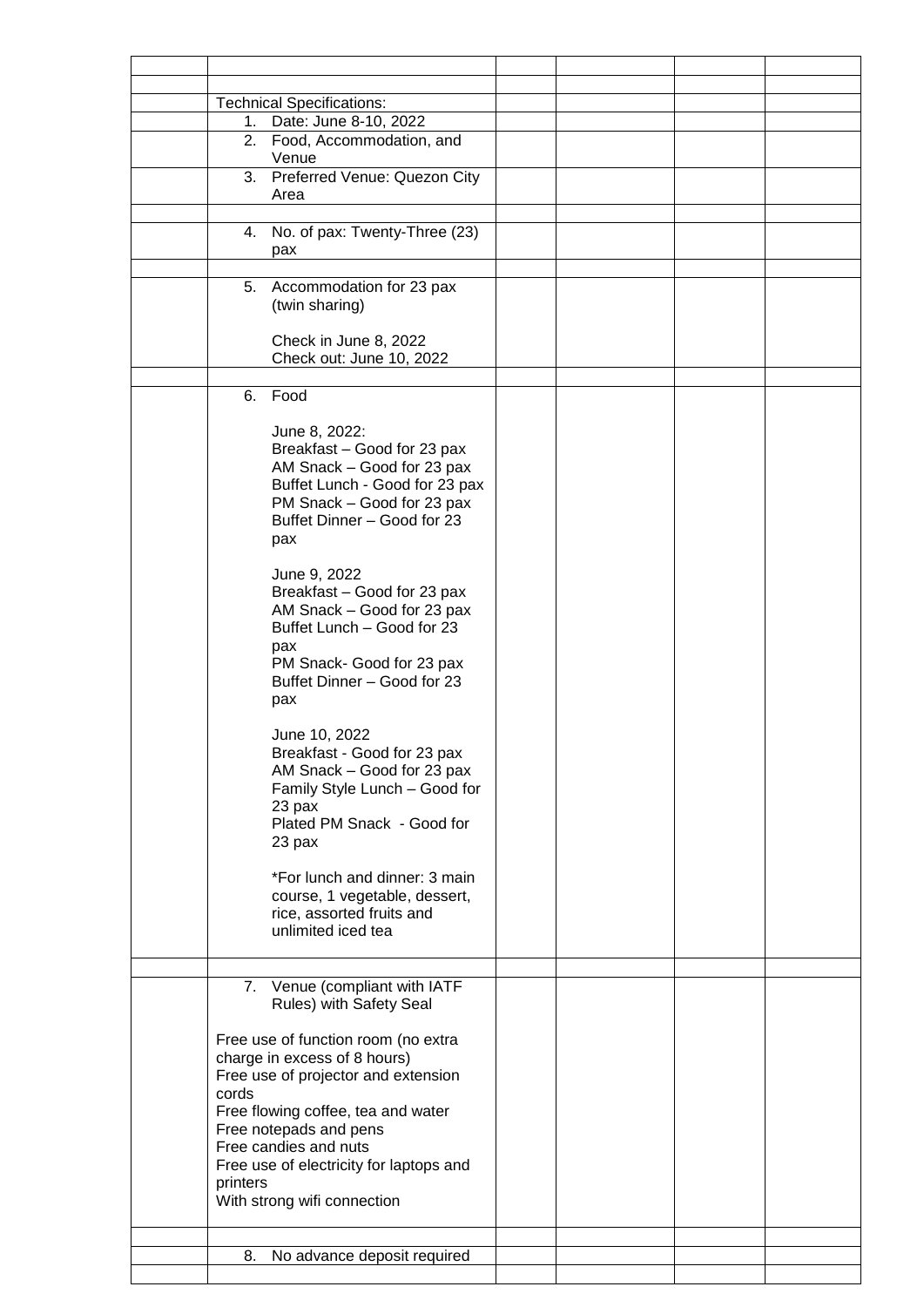| | | | | | |
|---|---|---|---|---|---|
| | | | | | |
| | Technical Specifications: | | | | |
| | 1. Date: June 8-10, 2022 | | | | |
| | 2. Food, Accommodation, and Venue | | | | |
| | 3. Preferred Venue: Quezon City Area | | | | |
| | | | | | |
| | 4. No. of pax: Twenty-Three (23) pax | | | | |
| | | | | | |
| | 5. Accommodation for 23 pax (twin sharing)<br><br>Check in June 8, 2022<br>Check out: June 10, 2022 | | | | |
| | | | | | |
| | 6. Food<br><br>June 8, 2022:<br>Breakfast – Good for 23 pax<br>AM Snack – Good for 23 pax<br>Buffet Lunch - Good for 23 pax<br>PM Snack – Good for 23 pax<br>Buffet Dinner – Good for 23 pax<br><br>June 9, 2022<br>Breakfast – Good for 23 pax<br>AM Snack – Good for 23 pax<br>Buffet Lunch – Good for 23 pax<br>PM Snack- Good for 23 pax<br>Buffet Dinner – Good for 23 pax<br><br>June 10, 2022<br>Breakfast - Good for 23 pax<br>AM Snack – Good for 23 pax<br>Family Style Lunch – Good for 23 pax<br>Plated PM Snack - Good for 23 pax<br><br>*For lunch and dinner: 3 main course, 1 vegetable, dessert, rice, assorted fruits and unlimited iced tea | | | | |
| | | | | | |
| | 7. Venue (compliant with IATF Rules) with Safety Seal<br><br>Free use of function room (no extra charge in excess of 8 hours)<br>Free use of projector and extension cords<br>Free flowing coffee, tea and water<br>Free notepads and pens<br>Free candies and nuts<br>Free use of electricity for laptops and printers<br>With strong wifi connection | | | | |
| | | | | | |
| | 8. No advance deposit required | | | | |
| | | | | | |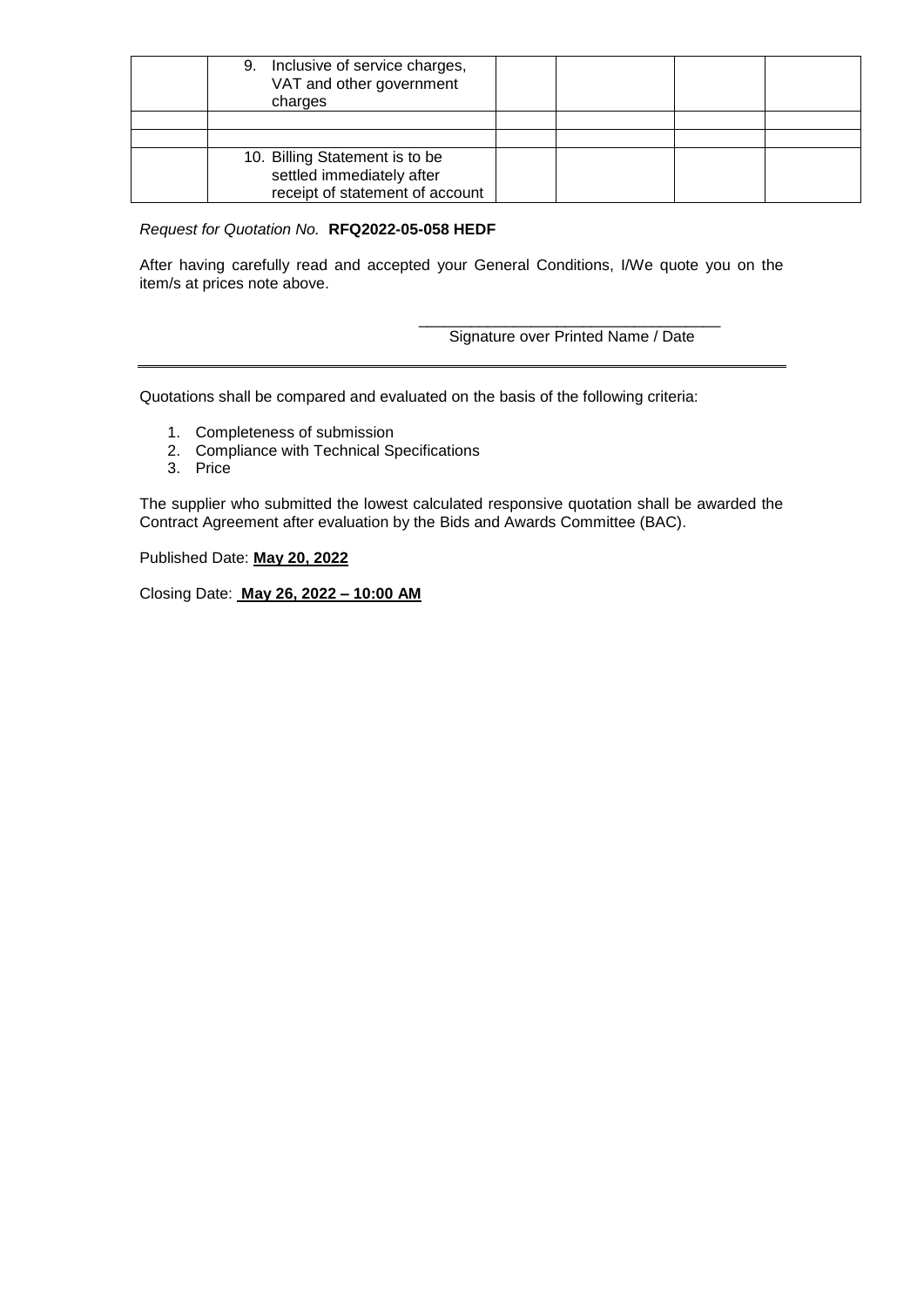| | | | | | |
|---|---|---|---|---|---|
| | 9. Inclusive of service charges, VAT and other government charges | | | | |
| | | | | | |
| | | | | | |
| | 10. Billing Statement is to be settled immediately after receipt of statement of account | | | | |

*Request for Quotation No.* **RFQ2022-05-058 HEDF**

After having carefully read and accepted your General Conditions, I/We quote you on the item/s at prices note above.

___________________________________
Signature over Printed Name / Date

---

Quotations shall be compared and evaluated on the basis of the following criteria:

1. Completeness of submission
2. Compliance with Technical Specifications
3. Price

The supplier who submitted the lowest calculated responsive quotation shall be awarded the Contract Agreement after evaluation by the Bids and Awards Committee (BAC).

Published Date: **May 20, 2022**

Closing Date: **May 26, 2022 – 10:00 AM**